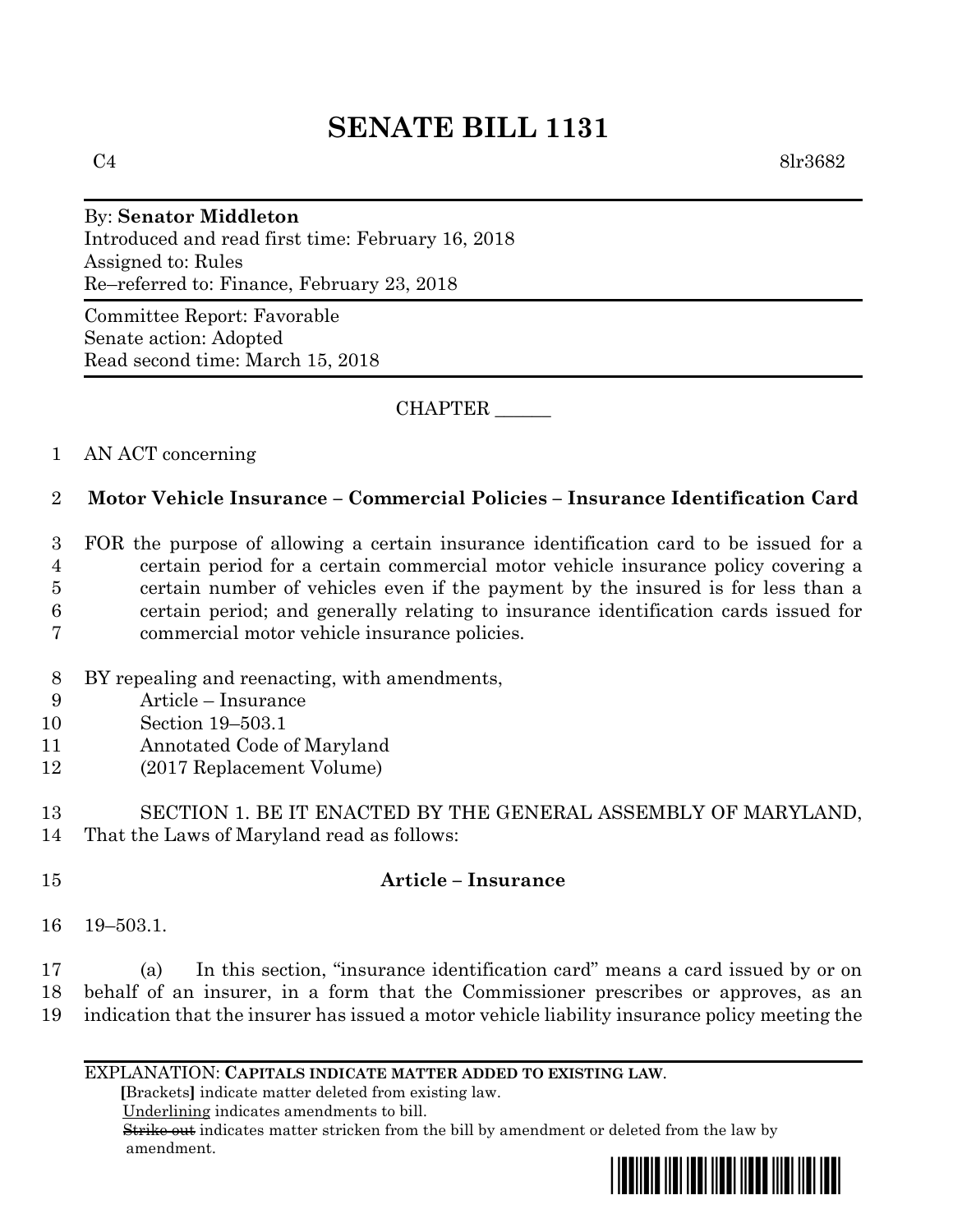# SENATE BILL 1131

C4 8lr3682

By: **Senator Middleton**
Introduced and read first time: February 16, 2018
Assigned to: Rules
Re–referred to: Finance, February 23, 2018

Committee Report: Favorable
Senate action: Adopted
Read second time: March 15, 2018

CHAPTER ______

AN ACT concerning

**Motor Vehicle Insurance – Commercial Policies – Insurance Identification Card**

FOR the purpose of allowing a certain insurance identification card to be issued for a certain period for a certain commercial motor vehicle insurance policy covering a certain number of vehicles even if the payment by the insured is for less than a certain period; and generally relating to insurance identification cards issued for commercial motor vehicle insurance policies.

BY repealing and reenacting, with amendments,
Article – Insurance
Section 19–503.1
Annotated Code of Maryland
(2017 Replacement Volume)

SECTION 1. BE IT ENACTED BY THE GENERAL ASSEMBLY OF MARYLAND, That the Laws of Maryland read as follows:

**Article – Insurance**

19–503.1.

(a) In this section, "insurance identification card" means a card issued by or on behalf of an insurer, in a form that the Commissioner prescribes or approves, as an indication that the insurer has issued a motor vehicle liability insurance policy meeting the

EXPLANATION: **CAPITALS INDICATE MATTER ADDED TO EXISTING LAW.**
**[**Brackets**]** indicate matter deleted from existing law.
Underlining indicates amendments to bill.
~~Strike out~~ indicates matter stricken from the bill by amendment or deleted from the law by amendment.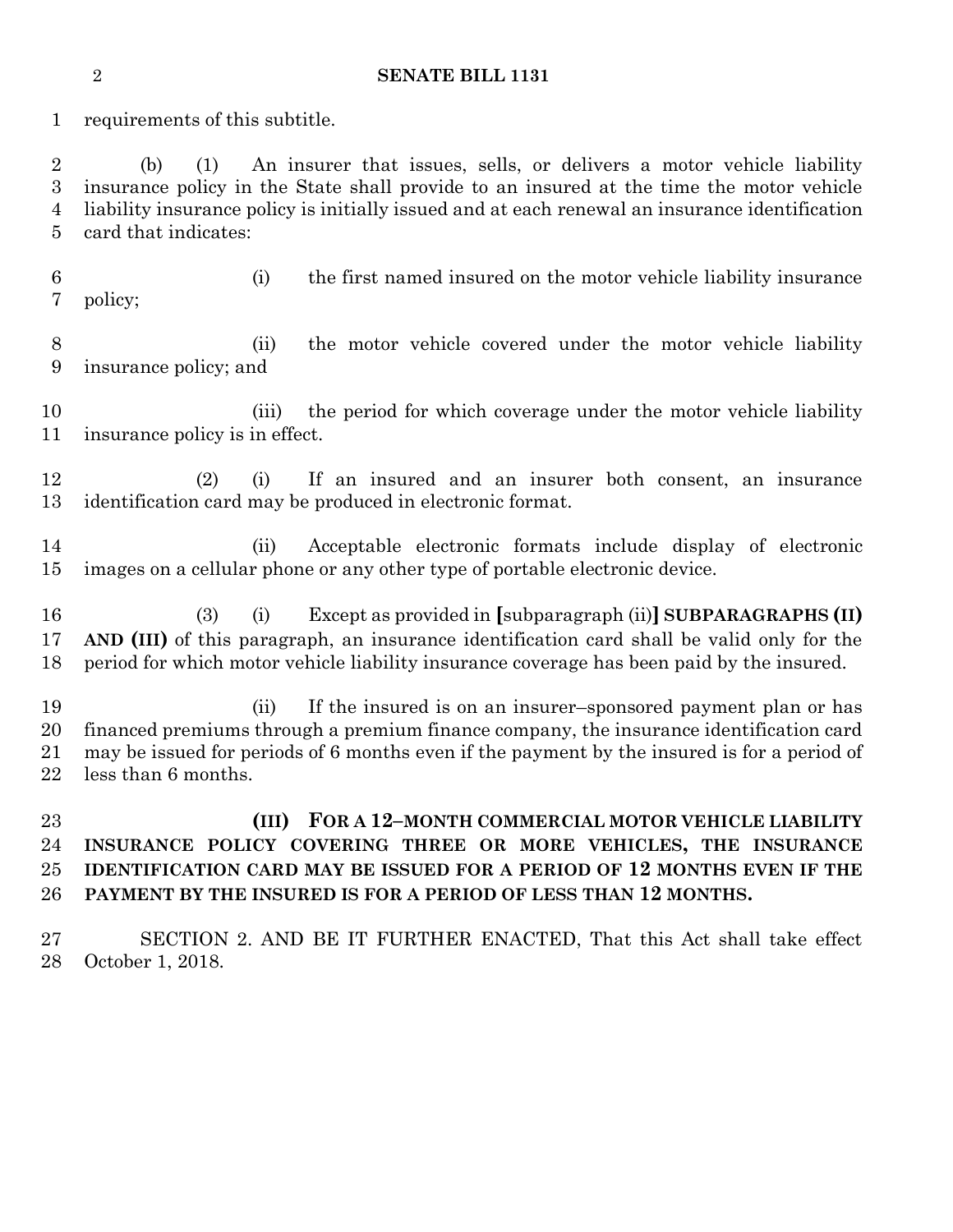requirements of this subtitle.

(b) (1) An insurer that issues, sells, or delivers a motor vehicle liability insurance policy in the State shall provide to an insured at the time the motor vehicle liability insurance policy is initially issued and at each renewal an insurance identification card that indicates:

(i) the first named insured on the motor vehicle liability insurance policy;

(ii) the motor vehicle covered under the motor vehicle liability insurance policy; and

(iii) the period for which coverage under the motor vehicle liability insurance policy is in effect.

(2) (i) If an insured and an insurer both consent, an insurance identification card may be produced in electronic format.

(ii) Acceptable electronic formats include display of electronic images on a cellular phone or any other type of portable electronic device.

(3) (i) Except as provided in **[**subparagraph (ii)**]** **SUBPARAGRAPHS (II) AND (III)** of this paragraph, an insurance identification card shall be valid only for the period for which motor vehicle liability insurance coverage has been paid by the insured.

(ii) If the insured is on an insurer–sponsored payment plan or has financed premiums through a premium finance company, the insurance identification card may be issued for periods of 6 months even if the payment by the insured is for a period of less than 6 months.

**(III) FOR A 12–MONTH COMMERCIAL MOTOR VEHICLE LIABILITY INSURANCE POLICY COVERING THREE OR MORE VEHICLES, THE INSURANCE IDENTIFICATION CARD MAY BE ISSUED FOR A PERIOD OF 12 MONTHS EVEN IF THE PAYMENT BY THE INSURED IS FOR A PERIOD OF LESS THAN 12 MONTHS.**

SECTION 2. AND BE IT FURTHER ENACTED, That this Act shall take effect October 1, 2018.